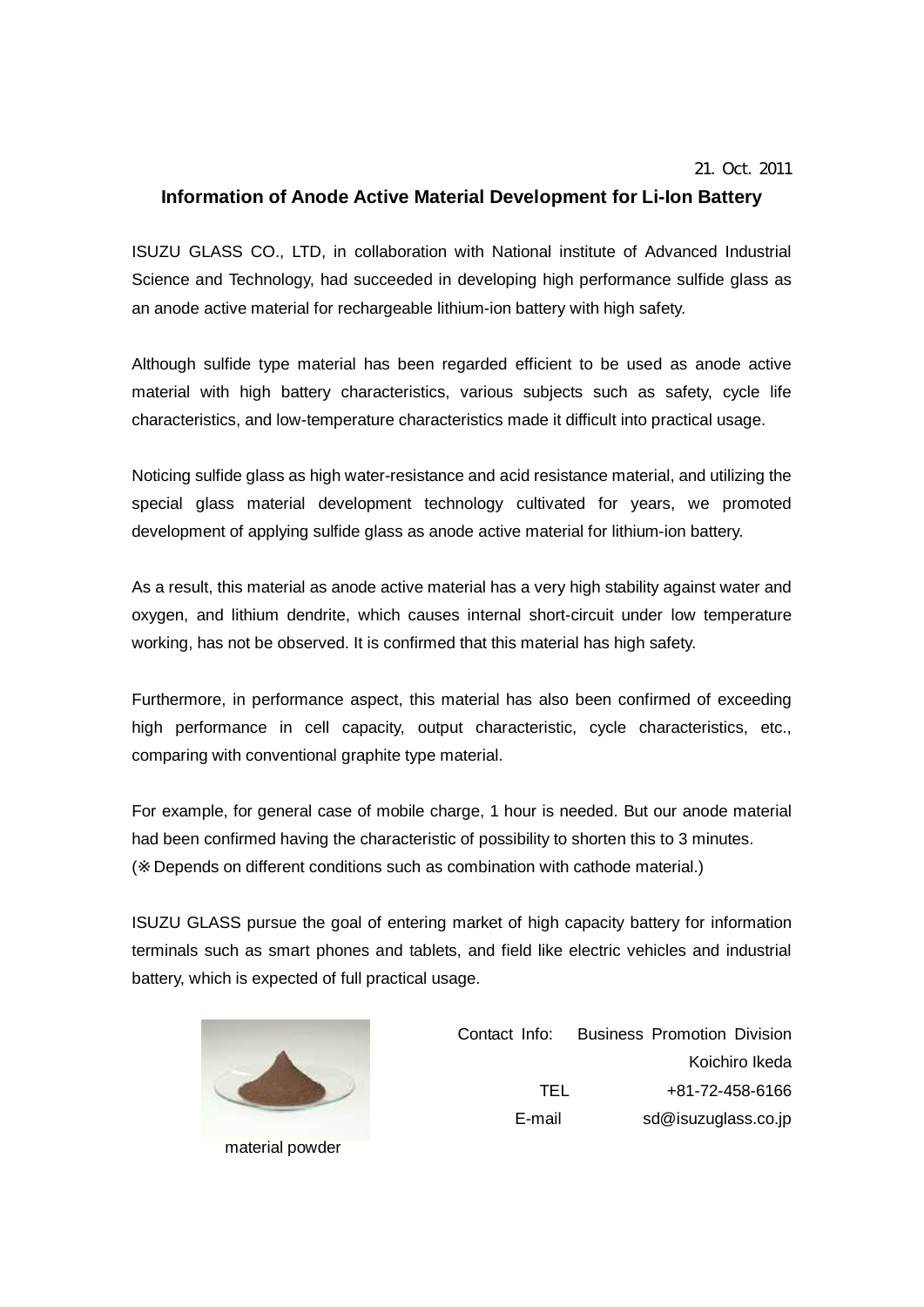21. Oct. 2011

## Information of Anode Active Material Development for Li-Ion Battery

ISUZU GLASS CO., LTD, in collaboration with National institute of Advanced Industrial Science and Technology, had succeeded in developing high performance sulfide glass as an anode active material for rechargeable lithium-ion battery with high safety.

Although sulfide type material has been regarded efficient to be used as anode active material with high battery characteristics, various subjects such as safety, cycle life characteristics, and low-temperature characteristics made it difficult into practical usage.

Noticing sulfide glass as high water-resistance and acid resistance material, and utilizing the special glass material development technology cultivated for years, we promoted development of applying sulfide glass as anode active material for lithium-ion battery.

As a result, this material as anode active material has a very high stability against water and oxygen, and lithium dendrite, which causes internal short-circuit under low temperature working, has not be observed. It is confirmed that this material has high safety.

Furthermore, in performance aspect, this material has also been confirmed of exceeding high performance in cell capacity, output characteristic, cycle characteristics, etc., comparing with conventional graphite type material.

For example, for general case of mobile charge, 1 hour is needed. But our anode material had been confirmed having the characteristic of possibility to shorten this to 3 minutes.
(※Depends on different conditions such as combination with cathode material.)

ISUZU GLASS pursue the goal of entering market of high capacity battery for information terminals such as smart phones and tablets, and field like electric vehicles and industrial battery, which is expected of full practical usage.

material powder

Contact Info: Business Promotion Division
Koichiro Ikeda
TEL +81-72-458-6166
E-mail sd@isuzuglass.co.jp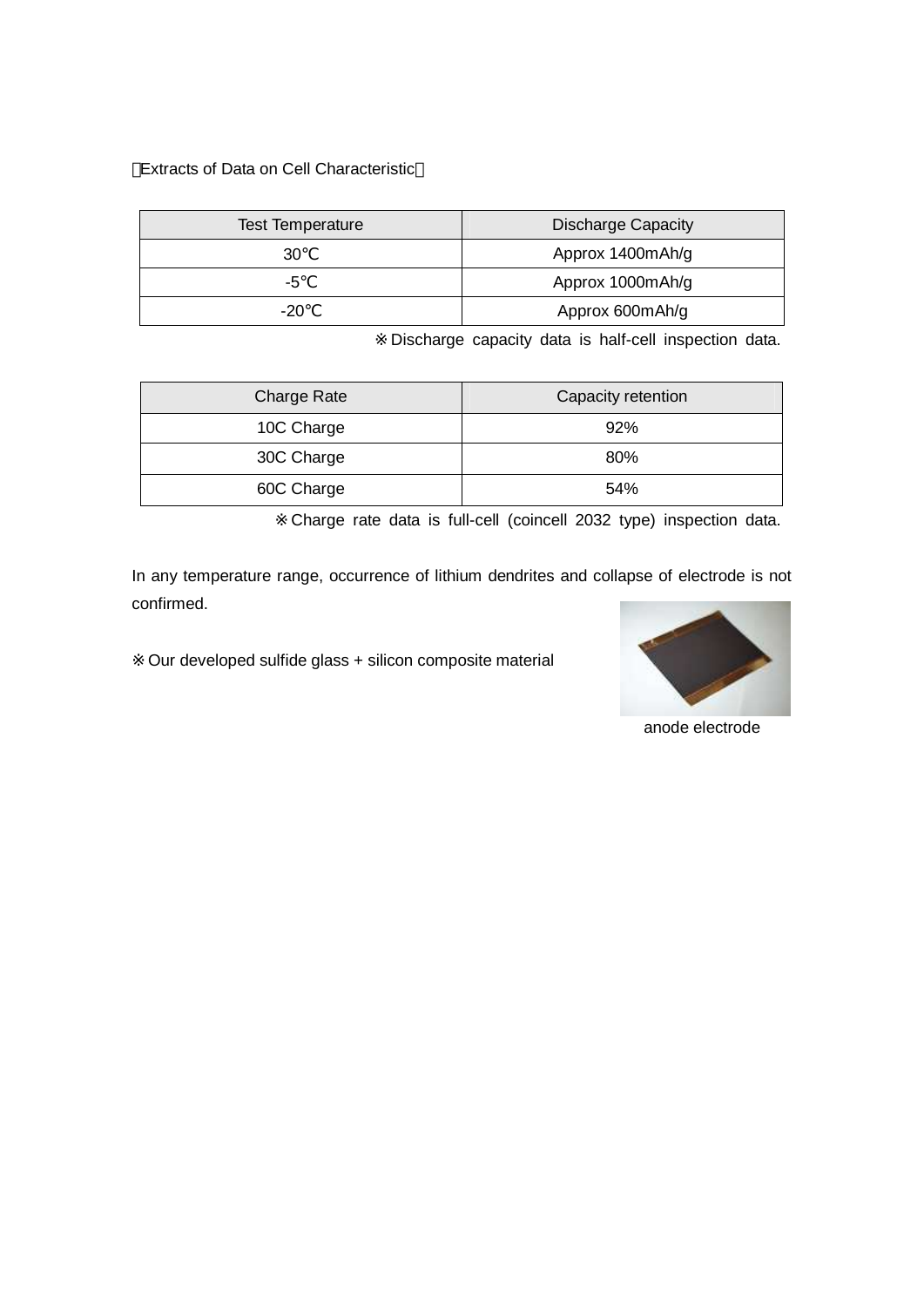【Extracts of Data on Cell Characteristic】

| Test Temperature | Discharge Capacity |
| --- | --- |
| 30℃ | Approx 1400mAh/g |
| -5℃ | Approx 1000mAh/g |
| -20℃ | Approx 600mAh/g |

※Discharge capacity data is half-cell inspection data.

| Charge Rate | Capacity retention |
| --- | --- |
| 10C Charge | 92% |
| 30C Charge | 80% |
| 60C Charge | 54% |

※Charge rate data is full-cell (coincell 2032 type) inspection data.

In any temperature range, occurrence of lithium dendrites and collapse of electrode is not confirmed.

※Our developed sulfide glass + silicon composite material

anode electrode